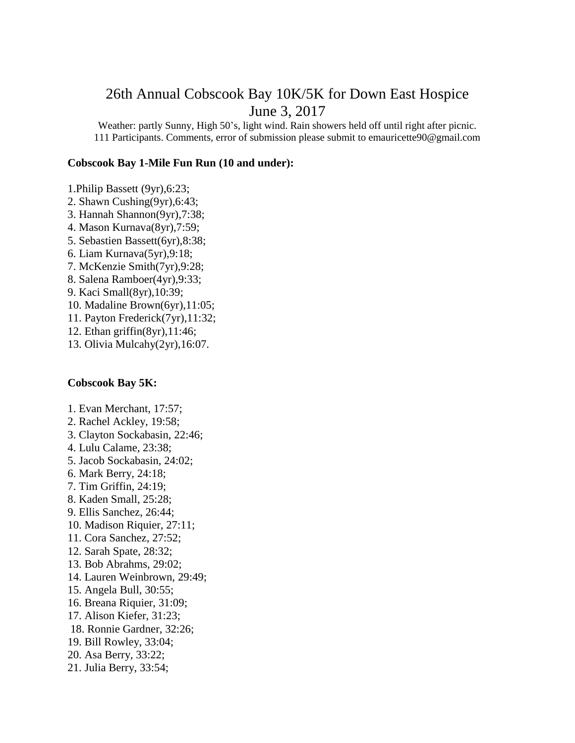# 26th Annual Cobscook Bay 10K/5K for Down East Hospice
# June 3, 2017

Weather: partly Sunny, High 50's, light wind. Rain showers held off until right after picnic.
111 Participants. Comments, error of submission please submit to emauricette90@gmail.com

**Cobscook Bay 1-Mile Fun Run (10 and under):**

1.Philip Bassett (9yr),6:23;
2. Shawn Cushing(9yr),6:43;
3. Hannah Shannon(9yr),7:38;
4. Mason Kurnava(8yr),7:59;
5. Sebastien Bassett(6yr),8:38;
6. Liam Kurnava(5yr),9:18;
7. McKenzie Smith(7yr),9:28;
8. Salena Ramboer(4yr),9:33;
9. Kaci Small(8yr),10:39;
10. Madaline Brown(6yr),11:05;
11. Payton Frederick(7yr),11:32;
12. Ethan griffin(8yr),11:46;
13. Olivia Mulcahy(2yr),16:07.

**Cobscook Bay 5K:**

1. Evan Merchant, 17:57;
2. Rachel Ackley, 19:58;
3. Clayton Sockabasin, 22:46;
4. Lulu Calame, 23:38;
5. Jacob Sockabasin, 24:02;
6. Mark Berry, 24:18;
7. Tim Griffin, 24:19;
8. Kaden Small, 25:28;
9. Ellis Sanchez, 26:44;
10. Madison Riquier, 27:11;
11. Cora Sanchez, 27:52;
12. Sarah Spate, 28:32;
13. Bob Abrahms, 29:02;
14. Lauren Weinbrown, 29:49;
15. Angela Bull, 30:55;
16. Breana Riquier, 31:09;
17. Alison Kiefer, 31:23;
18. Ronnie Gardner, 32:26;
19. Bill Rowley, 33:04;
20. Asa Berry, 33:22;
21. Julia Berry, 33:54;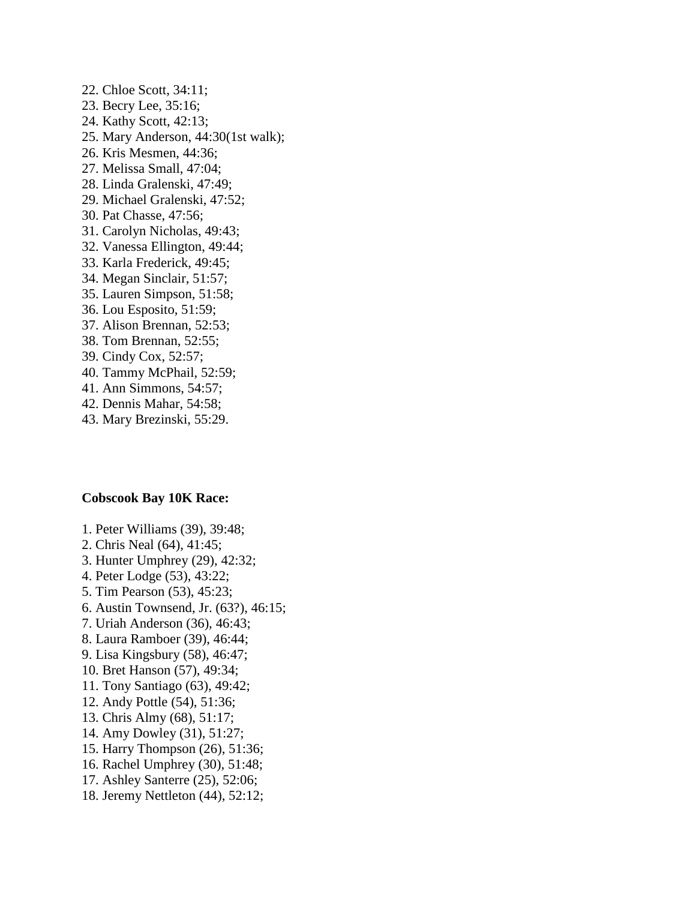22. Chloe Scott, 34:11;
23. Becry Lee, 35:16;
24. Kathy Scott, 42:13;
25. Mary Anderson, 44:30(1st walk);
26. Kris Mesmen, 44:36;
27. Melissa Small, 47:04;
28. Linda Gralenski, 47:49;
29. Michael Gralenski, 47:52;
30. Pat Chasse, 47:56;
31. Carolyn Nicholas, 49:43;
32. Vanessa Ellington, 49:44;
33. Karla Frederick, 49:45;
34. Megan Sinclair, 51:57;
35. Lauren Simpson, 51:58;
36. Lou Esposito, 51:59;
37. Alison Brennan, 52:53;
38. Tom Brennan, 52:55;
39. Cindy Cox, 52:57;
40. Tammy McPhail, 52:59;
41. Ann Simmons, 54:57;
42. Dennis Mahar, 54:58;
43. Mary Brezinski, 55:29.

**Cobscook Bay 10K Race:**

1. Peter Williams (39), 39:48;
2. Chris Neal (64), 41:45;
3. Hunter Umphrey (29), 42:32;
4. Peter Lodge (53), 43:22;
5. Tim Pearson (53), 45:23;
6. Austin Townsend, Jr. (63?), 46:15;
7. Uriah Anderson (36), 46:43;
8. Laura Ramboer (39), 46:44;
9. Lisa Kingsbury (58), 46:47;
10. Bret Hanson (57), 49:34;
11. Tony Santiago (63), 49:42;
12. Andy Pottle (54), 51:36;
13. Chris Almy (68), 51:17;
14. Amy Dowley (31), 51:27;
15. Harry Thompson (26), 51:36;
16. Rachel Umphrey (30), 51:48;
17. Ashley Santerre (25), 52:06;
18. Jeremy Nettleton (44), 52:12;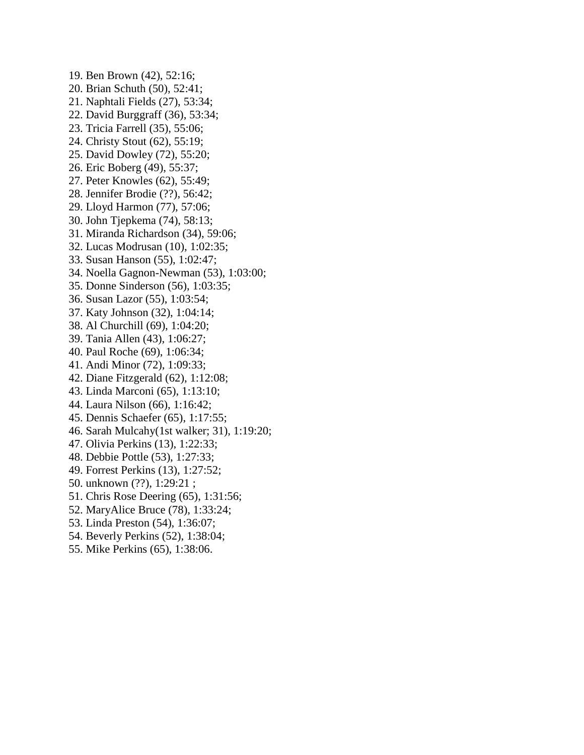19. Ben Brown (42), 52:16;
20. Brian Schuth (50), 52:41;
21. Naphtali Fields (27), 53:34;
22. David Burggraff (36), 53:34;
23. Tricia Farrell (35), 55:06;
24. Christy Stout (62), 55:19;
25. David Dowley (72), 55:20;
26. Eric Boberg (49), 55:37;
27. Peter Knowles (62), 55:49;
28. Jennifer Brodie (??), 56:42;
29. Lloyd Harmon (77), 57:06;
30. John Tjepkema (74), 58:13;
31. Miranda Richardson (34), 59:06;
32. Lucas Modrusan (10), 1:02:35;
33. Susan Hanson (55), 1:02:47;
34. Noella Gagnon-Newman (53), 1:03:00;
35. Donne Sinderson (56), 1:03:35;
36. Susan Lazor (55), 1:03:54;
37. Katy Johnson (32), 1:04:14;
38. Al Churchill (69), 1:04:20;
39. Tania Allen (43), 1:06:27;
40. Paul Roche (69), 1:06:34;
41. Andi Minor (72), 1:09:33;
42. Diane Fitzgerald (62), 1:12:08;
43. Linda Marconi (65), 1:13:10;
44. Laura Nilson (66), 1:16:42;
45. Dennis Schaefer (65), 1:17:55;
46. Sarah Mulcahy(1st walker; 31), 1:19:20;
47. Olivia Perkins (13), 1:22:33;
48. Debbie Pottle (53), 1:27:33;
49. Forrest Perkins (13), 1:27:52;
50. unknown (??), 1:29:21 ;
51. Chris Rose Deering (65), 1:31:56;
52. MaryAlice Bruce (78), 1:33:24;
53. Linda Preston (54), 1:36:07;
54. Beverly Perkins (52), 1:38:04;
55. Mike Perkins (65), 1:38:06.